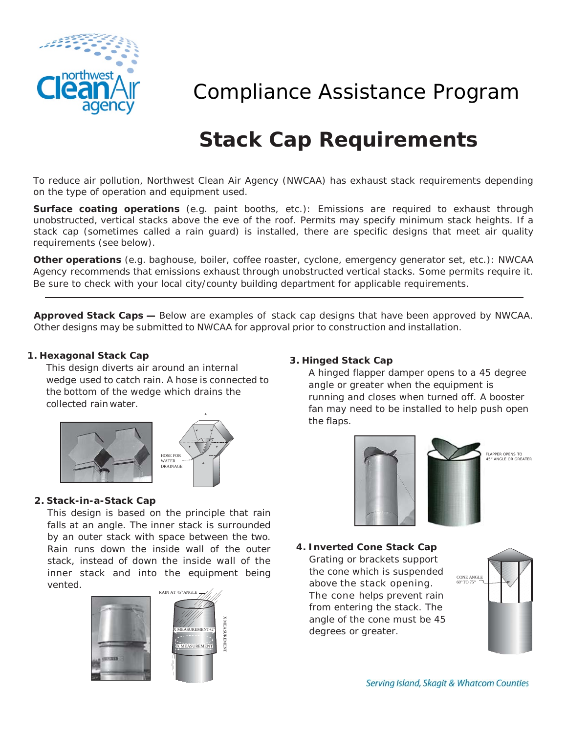# Compliance Assistance Program

## Stack Cap Requirements

To reduce air pollution, Northwest Clean Air Agency (NWCAA) has exhaust stack requirements depending on the type of operation and equipment used.

**Surface coating operations** (e.g. paint booths, etc.): Emissions are required to exhaust through unobstructed, vertical stacks above the eve of the roof. Permits may specify minimum stack heights. If a stack cap (sometimes called a rain guard) is installed, there are specific designs that meet air quality requirements (see below).

**Other operations** (e.g. baghouse, boiler, coffee roaster, cyclone, emergency generator set, etc.): NWCAA Agency recommends that emissions exhaust through unobstructed vertical stacks. Some permits require it. Be sure to check with your local city/county building department for applicable requirements.

---

**Approved Stack Caps —** Below are examples of stack cap designs that have been approved by NWCAA. Other designs may be submitted to NWCAA for approval prior to construction and installation.

### 1. Hexagonal Stack Cap

This design diverts air around an internal wedge used to catch rain. A hose is connected to the bottom of the wedge which drains the collected rain water.

HOSE FOR WATER DRAINAGE

### 2. Stack-in-a-Stack Cap

This design is based on the principle that rain falls at an angle. The inner stack is surrounded by an outer stack with space between the two. Rain runs down the inside wall of the outer stack, instead of down the inside wall of the inner stack and into the equipment being vented.

RAIN AT 45° ANGLE

X MEASUREMENT+2"

X MEASUREMENT

X MEASUREMENT

### 3. Hinged Stack Cap

A hinged flapper damper opens to a 45 degree angle or greater when the equipment is running and closes when turned off. A booster fan may need to be installed to help push open the flaps.

FLAPPER OPENS TO 45° ANGLE OR GREATER

### 4. Inverted Cone Stack Cap

Grating or brackets support the cone which is suspended above the stack opening. The cone helps prevent rain from entering the stack. The angle of the cone must be 45 degrees or greater.

CONE ANGLE 60° TO 75°

*Serving Island, Skagit & Whatcom Counties*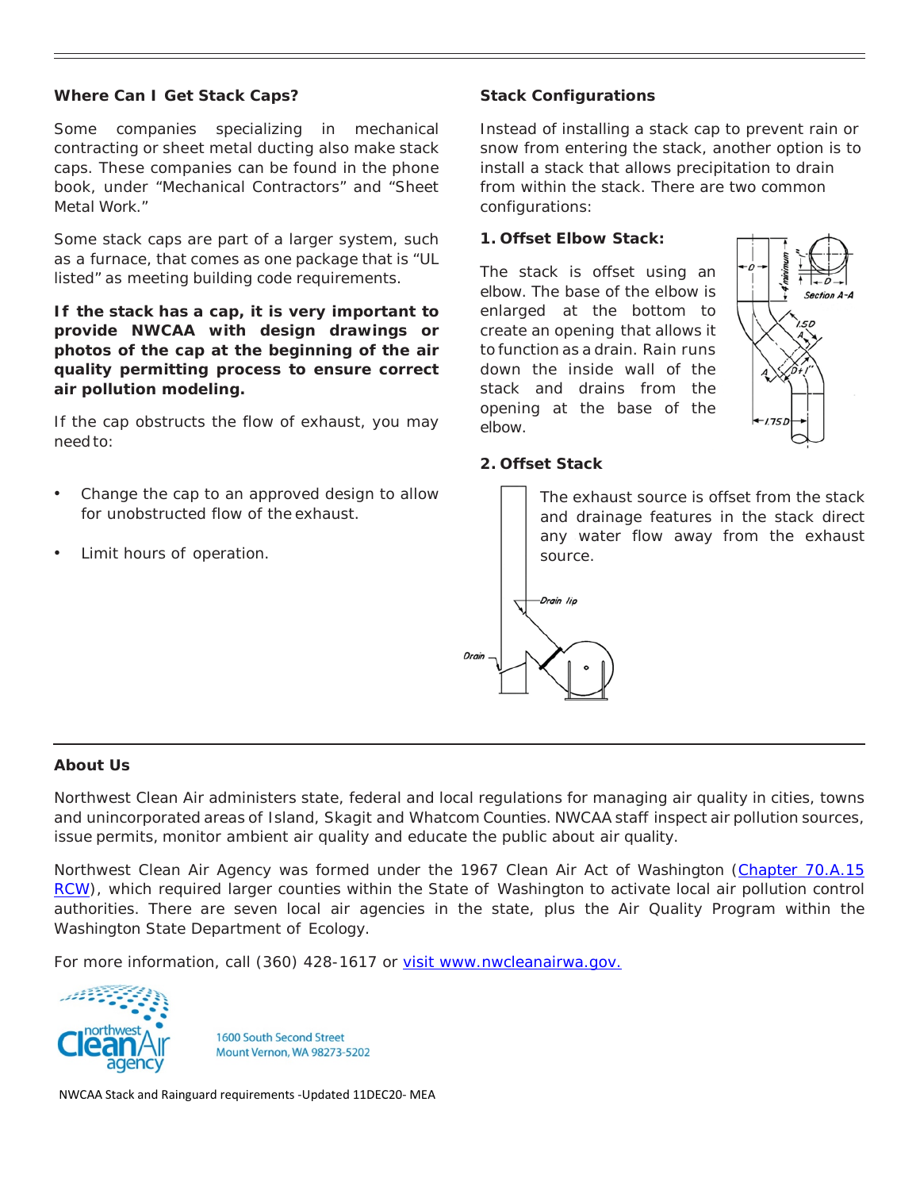## Where Can I Get Stack Caps?

Some companies specializing in mechanical contracting or sheet metal ducting also make stack caps. These companies can be found in the phone book, under "Mechanical Contractors" and "Sheet Metal Work."

Some stack caps are part of a larger system, such as a furnace, that comes as one package that is "UL listed" as meeting building code requirements.

**If the stack has a cap, it is very important to provide NWCAA with design drawings or photos of the cap at the beginning of the air quality permitting process to ensure correct air pollution modeling.**

If the cap obstructs the flow of exhaust, you may need to:

- Change the cap to an approved design to allow for unobstructed flow of the exhaust.
- Limit hours of operation.

## Stack Configurations

Instead of installing a stack cap to prevent rain or snow from entering the stack, another option is to install a stack that allows precipitation to drain from within the stack. There are two common configurations:

### 1. Offset Elbow Stack:

The stack is offset using an elbow. The base of the elbow is enlarged at the bottom to create an opening that allows it to function as a drain. Rain runs down the inside wall of the stack and drains from the opening at the base of the elbow.

D
1" minimum
D
Section A-A
1.5D
A
A
D+1"
1.75D

### 2. Offset Stack

The exhaust source is offset from the stack and drainage features in the stack direct any water flow away from the exhaust source.

Drain lip
Drain

## About Us

Northwest Clean Air administers state, federal and local regulations for managing air quality in cities, towns and unincorporated areas of Island, Skagit and Whatcom Counties. NWCAA staff inspect air pollution sources, issue permits, monitor ambient air quality and educate the public about air quality.

Northwest Clean Air Agency was formed under the 1967 Clean Air Act of Washington ([Chapter 70.A.15 RCW]), which required larger counties within the State of Washington to activate local air pollution control authorities. There are seven local air agencies in the state, plus the Air Quality Program within the Washington State Department of Ecology.

For more information, call (360) 428-1617 or [visit www.nwcleanairwa.gov.]

northwest Clean Air agency

1600 South Second Street
Mount Vernon, WA 98273-5202

NWCAA Stack and Rainguard requirements -Updated 11DEC20- MEA